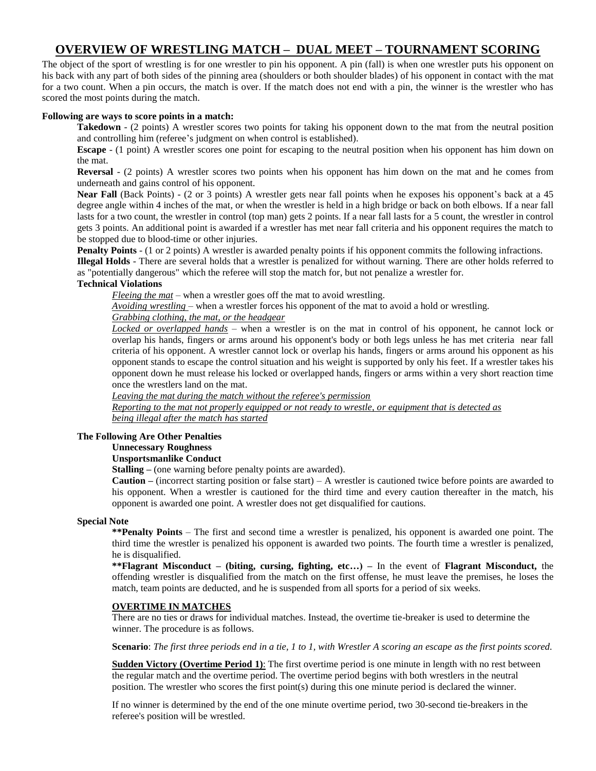# OVERVIEW OF WRESTLING MATCH – DUAL MEET – TOURNAMENT SCORING

The object of the sport of wrestling is for one wrestler to pin his opponent. A pin (fall) is when one wrestler puts his opponent on his back with any part of both sides of the pinning area (shoulders or both shoulder blades) of his opponent in contact with the mat for a two count. When a pin occurs, the match is over. If the match does not end with a pin, the winner is the wrestler who has scored the most points during the match.

**Following are ways to score points in a match:**

**Takedown** - (2 points) A wrestler scores two points for taking his opponent down to the mat from the neutral position and controlling him (referee's judgment on when control is established).

**Escape** - (1 point) A wrestler scores one point for escaping to the neutral position when his opponent has him down on the mat.

**Reversal** - (2 points) A wrestler scores two points when his opponent has him down on the mat and he comes from underneath and gains control of his opponent.

**Near Fall** (Back Points) - (2 or 3 points) A wrestler gets near fall points when he exposes his opponent's back at a 45 degree angle within 4 inches of the mat, or when the wrestler is held in a high bridge or back on both elbows. If a near fall lasts for a two count, the wrestler in control (top man) gets 2 points. If a near fall lasts for a 5 count, the wrestler in control gets 3 points. An additional point is awarded if a wrestler has met near fall criteria and his opponent requires the match to be stopped due to blood-time or other injuries.

**Penalty Points** - (1 or 2 points) A wrestler is awarded penalty points if his opponent commits the following infractions.

**Illegal Holds** - There are several holds that a wrestler is penalized for without warning. There are other holds referred to as "potentially dangerous" which the referee will stop the match for, but not penalize a wrestler for.

**Technical Violations**

*Fleeing the mat* – when a wrestler goes off the mat to avoid wrestling.

*Avoiding wrestling* – when a wrestler forces his opponent of the mat to avoid a hold or wrestling.

*Grabbing clothing, the mat, or the headgear*

*Locked or overlapped hands* – when a wrestler is on the mat in control of his opponent, he cannot lock or overlap his hands, fingers or arms around his opponent's body or both legs unless he has met criteria near fall criteria of his opponent. A wrestler cannot lock or overlap his hands, fingers or arms around his opponent as his opponent stands to escape the control situation and his weight is supported by only his feet. If a wrestler takes his opponent down he must release his locked or overlapped hands, fingers or arms within a very short reaction time once the wrestlers land on the mat.

*Leaving the mat during the match without the referee's permission*

*Reporting to the mat not properly equipped or not ready to wrestle, or equipment that is detected as being illegal after the match has started*

**The Following Are Other Penalties**

**Unnecessary Roughness**

**Unsportsmanlike Conduct**

**Stalling –** (one warning before penalty points are awarded).

**Caution –** (incorrect starting position or false start) – A wrestler is cautioned twice before points are awarded to his opponent. When a wrestler is cautioned for the third time and every caution thereafter in the match, his opponent is awarded one point. A wrestler does not get disqualified for cautions.

**Special Note**

**\*\*Penalty Points** – The first and second time a wrestler is penalized, his opponent is awarded one point. The third time the wrestler is penalized his opponent is awarded two points. The fourth time a wrestler is penalized, he is disqualified.

**\*\*Flagrant Misconduct – (biting, cursing, fighting, etc…) –** In the event of **Flagrant Misconduct,** the offending wrestler is disqualified from the match on the first offense, he must leave the premises, he loses the match, team points are deducted, and he is suspended from all sports for a period of six weeks.

**OVERTIME IN MATCHES**

There are no ties or draws for individual matches. Instead, the overtime tie-breaker is used to determine the winner. The procedure is as follows.

**Scenario**: *The first three periods end in a tie, 1 to 1, with Wrestler A scoring an escape as the first points scored.*

**Sudden Victory (Overtime Period 1)**: The first overtime period is one minute in length with no rest between the regular match and the overtime period. The overtime period begins with both wrestlers in the neutral position. The wrestler who scores the first point(s) during this one minute period is declared the winner.

If no winner is determined by the end of the one minute overtime period, two 30-second tie-breakers in the referee's position will be wrestled.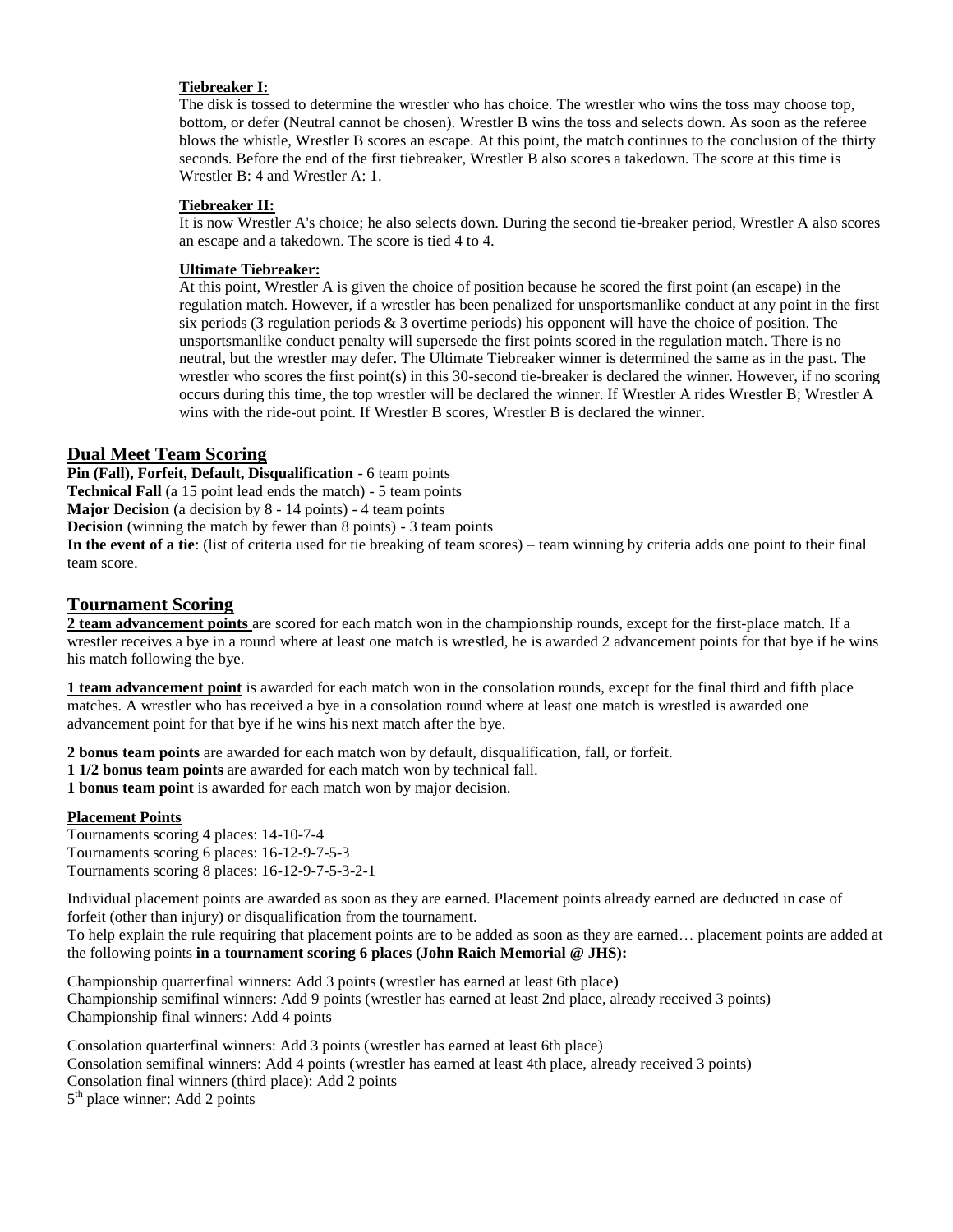**Tiebreaker I:**

The disk is tossed to determine the wrestler who has choice. The wrestler who wins the toss may choose top, bottom, or defer (Neutral cannot be chosen). Wrestler B wins the toss and selects down. As soon as the referee blows the whistle, Wrestler B scores an escape. At this point, the match continues to the conclusion of the thirty seconds. Before the end of the first tiebreaker, Wrestler B also scores a takedown. The score at this time is Wrestler B: 4 and Wrestler A: 1.

**Tiebreaker II:**

It is now Wrestler A's choice; he also selects down. During the second tie-breaker period, Wrestler A also scores an escape and a takedown. The score is tied 4 to 4.

**Ultimate Tiebreaker:**

At this point, Wrestler A is given the choice of position because he scored the first point (an escape) in the regulation match. However, if a wrestler has been penalized for unsportsmanlike conduct at any point in the first six periods (3 regulation periods & 3 overtime periods) his opponent will have the choice of position. The unsportsmanlike conduct penalty will supersede the first points scored in the regulation match. There is no neutral, but the wrestler may defer. The Ultimate Tiebreaker winner is determined the same as in the past. The wrestler who scores the first point(s) in this 30-second tie-breaker is declared the winner. However, if no scoring occurs during this time, the top wrestler will be declared the winner. If Wrestler A rides Wrestler B; Wrestler A wins with the ride-out point. If Wrestler B scores, Wrestler B is declared the winner.

## Dual Meet Team Scoring

**Pin (Fall), Forfeit, Default, Disqualification** - 6 team points
**Technical Fall** (a 15 point lead ends the match) - 5 team points
**Major Decision** (a decision by 8 - 14 points) - 4 team points
**Decision** (winning the match by fewer than 8 points) - 3 team points
**In the event of a tie**: (list of criteria used for tie breaking of team scores) – team winning by criteria adds one point to their final team score.

## Tournament Scoring

**2 team advancement points** are scored for each match won in the championship rounds, except for the first-place match. If a wrestler receives a bye in a round where at least one match is wrestled, he is awarded 2 advancement points for that bye if he wins his match following the bye.

**1 team advancement point** is awarded for each match won in the consolation rounds, except for the final third and fifth place matches. A wrestler who has received a bye in a consolation round where at least one match is wrestled is awarded one advancement point for that bye if he wins his next match after the bye.

**2 bonus team points** are awarded for each match won by default, disqualification, fall, or forfeit.
**1 1/2 bonus team points** are awarded for each match won by technical fall.
**1 bonus team point** is awarded for each match won by major decision.

**Placement Points**

Tournaments scoring 4 places: 14-10-7-4
Tournaments scoring 6 places: 16-12-9-7-5-3
Tournaments scoring 8 places: 16-12-9-7-5-3-2-1

Individual placement points are awarded as soon as they are earned. Placement points already earned are deducted in case of forfeit (other than injury) or disqualification from the tournament.
To help explain the rule requiring that placement points are to be added as soon as they are earned… placement points are added at the following points **in a tournament scoring 6 places (John Raich Memorial @ JHS):**

Championship quarterfinal winners: Add 3 points (wrestler has earned at least 6th place)
Championship semifinal winners: Add 9 points (wrestler has earned at least 2nd place, already received 3 points)
Championship final winners: Add 4 points

Consolation quarterfinal winners: Add 3 points (wrestler has earned at least 6th place)
Consolation semifinal winners: Add 4 points (wrestler has earned at least 4th place, already received 3 points)
Consolation final winners (third place): Add 2 points
5th place winner: Add 2 points